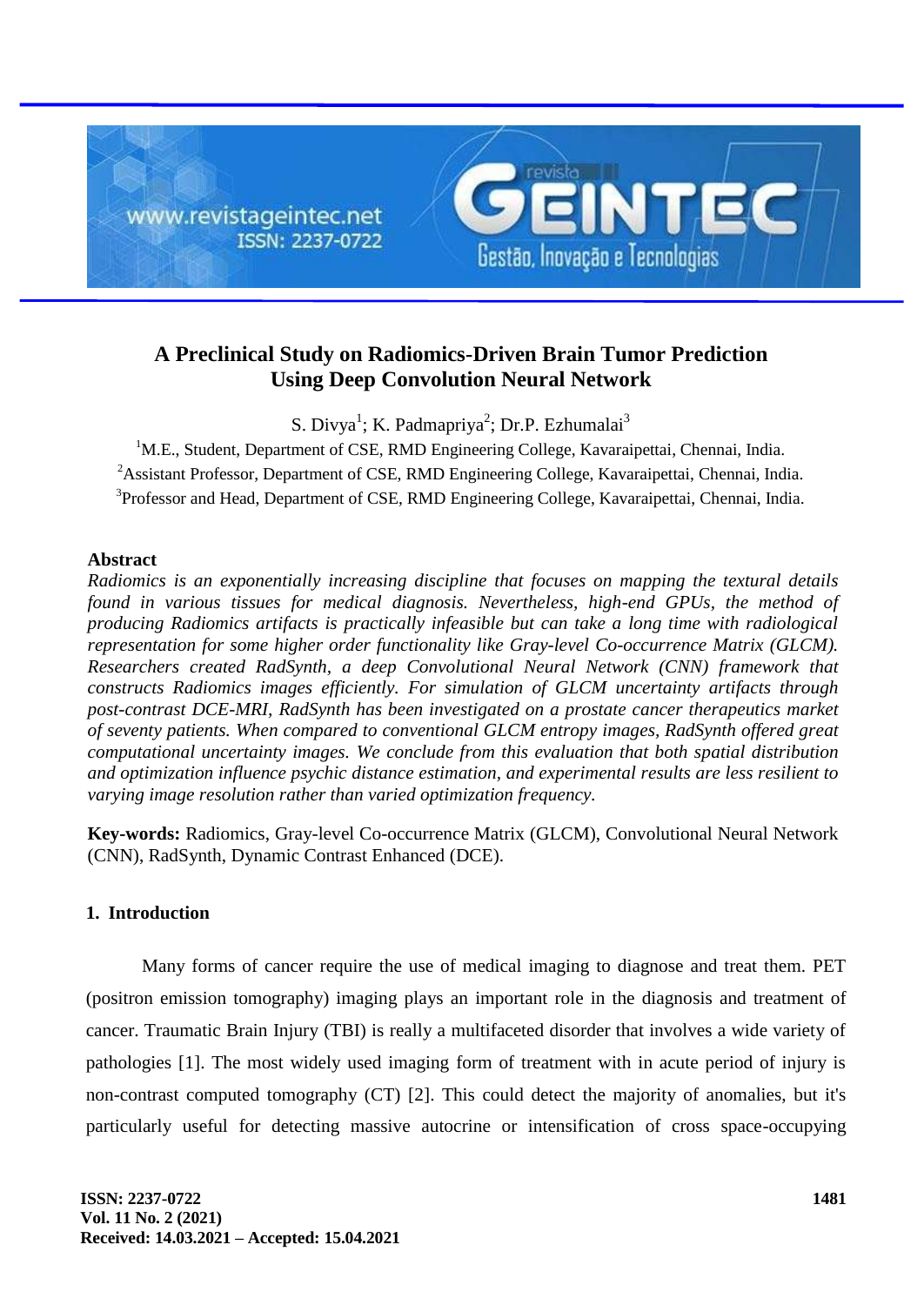# A Preclinical Study on Radiomics-Driven Brain Tumor Prediction Using Deep Convolution Neural Network

S. Divya[1]; K. Padmapriya[2]; Dr.P. Ezhumalai[3]

[1]M.E., Student, Department of CSE, RMD Engineering College, Kavaraipettai, Chennai, India.
[2]Assistant Professor, Department of CSE, RMD Engineering College, Kavaraipettai, Chennai, India.
[3]Professor and Head, Department of CSE, RMD Engineering College, Kavaraipettai, Chennai, India.

## Abstract

*Radiomics is an exponentially increasing discipline that focuses on mapping the textural details found in various tissues for medical diagnosis. Nevertheless, high-end GPUs, the method of producing Radiomics artifacts is practically infeasible but can take a long time with radiological representation for some higher order functionality like Gray-level Co-occurrence Matrix (GLCM). Researchers created RadSynth, a deep Convolutional Neural Network (CNN) framework that constructs Radiomics images efficiently. For simulation of GLCM uncertainty artifacts through post-contrast DCE-MRI, RadSynth has been investigated on a prostate cancer therapeutics market of seventy patients. When compared to conventional GLCM entropy images, RadSynth offered great computational uncertainty images. We conclude from this evaluation that both spatial distribution and optimization influence psychic distance estimation, and experimental results are less resilient to varying image resolution rather than varied optimization frequency.*

**Key-words:** Radiomics, Gray-level Co-occurrence Matrix (GLCM), Convolutional Neural Network (CNN), RadSynth, Dynamic Contrast Enhanced (DCE).

## 1. Introduction

Many forms of cancer require the use of medical imaging to diagnose and treat them. PET (positron emission tomography) imaging plays an important role in the diagnosis and treatment of cancer. Traumatic Brain Injury (TBI) is really a multifaceted disorder that involves a wide variety of pathologies [1]. The most widely used imaging form of treatment with in acute period of injury is non-contrast computed tomography (CT) [2]. This could detect the majority of anomalies, but it's particularly useful for detecting massive autocrine or intensification of cross space-occupying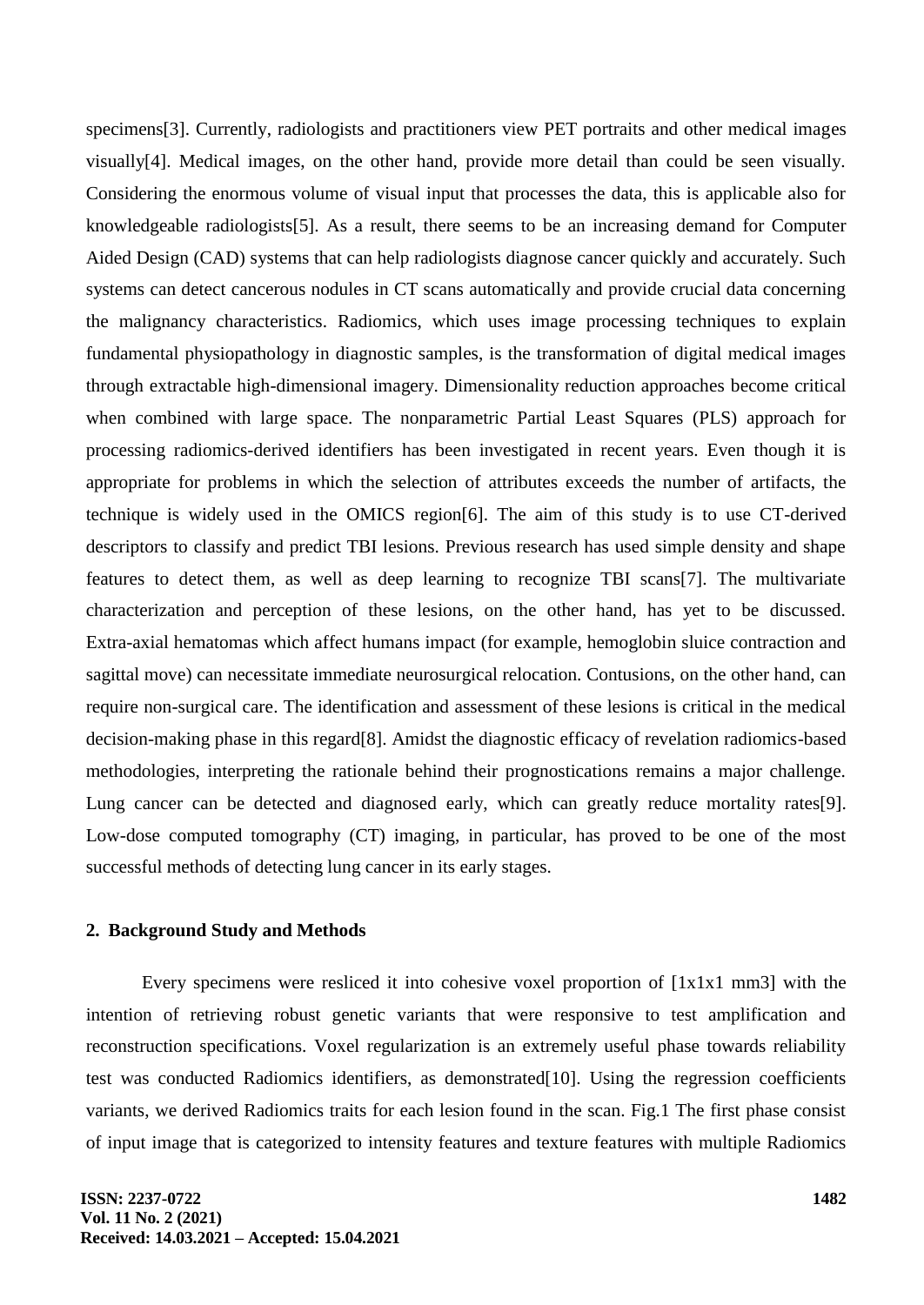specimens[3]. Currently, radiologists and practitioners view PET portraits and other medical images visually[4]. Medical images, on the other hand, provide more detail than could be seen visually. Considering the enormous volume of visual input that processes the data, this is applicable also for knowledgeable radiologists[5]. As a result, there seems to be an increasing demand for Computer Aided Design (CAD) systems that can help radiologists diagnose cancer quickly and accurately. Such systems can detect cancerous nodules in CT scans automatically and provide crucial data concerning the malignancy characteristics. Radiomics, which uses image processing techniques to explain fundamental physiopathology in diagnostic samples, is the transformation of digital medical images through extractable high-dimensional imagery. Dimensionality reduction approaches become critical when combined with large space. The nonparametric Partial Least Squares (PLS) approach for processing radiomics-derived identifiers has been investigated in recent years. Even though it is appropriate for problems in which the selection of attributes exceeds the number of artifacts, the technique is widely used in the OMICS region[6]. The aim of this study is to use CT-derived descriptors to classify and predict TBI lesions. Previous research has used simple density and shape features to detect them, as well as deep learning to recognize TBI scans[7]. The multivariate characterization and perception of these lesions, on the other hand, has yet to be discussed. Extra-axial hematomas which affect humans impact (for example, hemoglobin sluice contraction and sagittal move) can necessitate immediate neurosurgical relocation. Contusions, on the other hand, can require non-surgical care. The identification and assessment of these lesions is critical in the medical decision-making phase in this regard[8]. Amidst the diagnostic efficacy of revelation radiomics-based methodologies, interpreting the rationale behind their prognostications remains a major challenge. Lung cancer can be detected and diagnosed early, which can greatly reduce mortality rates[9]. Low-dose computed tomography (CT) imaging, in particular, has proved to be one of the most successful methods of detecting lung cancer in its early stages.

## 2. Background Study and Methods

Every specimens were resliced it into cohesive voxel proportion of [1x1x1 mm3] with the intention of retrieving robust genetic variants that were responsive to test amplification and reconstruction specifications. Voxel regularization is an extremely useful phase towards reliability test was conducted Radiomics identifiers, as demonstrated[10]. Using the regression coefficients variants, we derived Radiomics traits for each lesion found in the scan. Fig.1 The first phase consist of input image that is categorized to intensity features and texture features with multiple Radiomics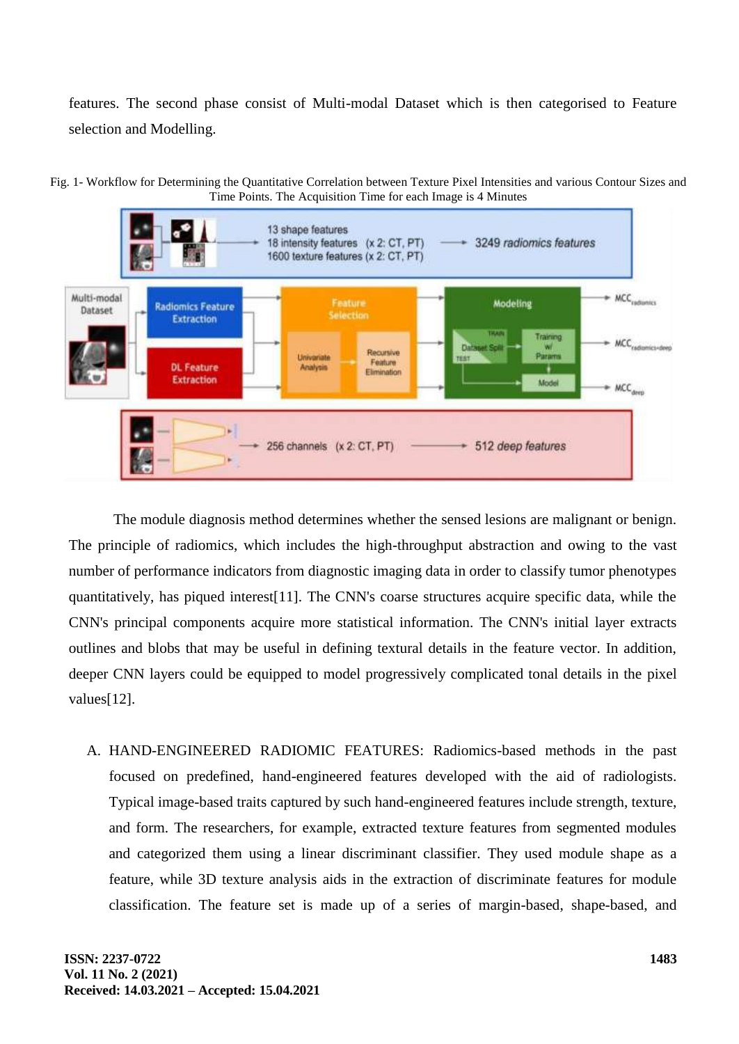features. The second phase consist of Multi-modal Dataset which is then categorised to Feature selection and Modelling.

Fig. 1- Workflow for Determining the Quantitative Correlation between Texture Pixel Intensities and various Contour Sizes and Time Points. The Acquisition Time for each Image is 4 Minutes

The module diagnosis method determines whether the sensed lesions are malignant or benign. The principle of radiomics, which includes the high-throughput abstraction and owing to the vast number of performance indicators from diagnostic imaging data in order to classify tumor phenotypes quantitatively, has piqued interest[11]. The CNN's coarse structures acquire specific data, while the CNN's principal components acquire more statistical information. The CNN's initial layer extracts outlines and blobs that may be useful in defining textural details in the feature vector. In addition, deeper CNN layers could be equipped to model progressively complicated tonal details in the pixel values[12].

A. HAND-ENGINEERED RADIOMIC FEATURES: Radiomics-based methods in the past focused on predefined, hand-engineered features developed with the aid of radiologists. Typical image-based traits captured by such hand-engineered features include strength, texture, and form. The researchers, for example, extracted texture features from segmented modules and categorized them using a linear discriminant classifier. They used module shape as a feature, while 3D texture analysis aids in the extraction of discriminate features for module classification. The feature set is made up of a series of margin-based, shape-based, and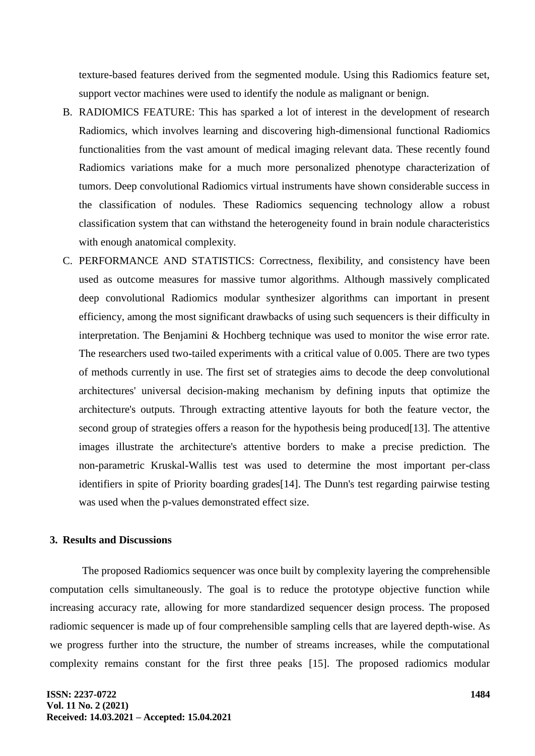texture-based features derived from the segmented module. Using this Radiomics feature set, support vector machines were used to identify the nodule as malignant or benign.

B. RADIOMICS FEATURE: This has sparked a lot of interest in the development of research Radiomics, which involves learning and discovering high-dimensional functional Radiomics functionalities from the vast amount of medical imaging relevant data. These recently found Radiomics variations make for a much more personalized phenotype characterization of tumors. Deep convolutional Radiomics virtual instruments have shown considerable success in the classification of nodules. These Radiomics sequencing technology allow a robust classification system that can withstand the heterogeneity found in brain nodule characteristics with enough anatomical complexity.

C. PERFORMANCE AND STATISTICS: Correctness, flexibility, and consistency have been used as outcome measures for massive tumor algorithms. Although massively complicated deep convolutional Radiomics modular synthesizer algorithms can important in present efficiency, among the most significant drawbacks of using such sequencers is their difficulty in interpretation. The Benjamini & Hochberg technique was used to monitor the wise error rate. The researchers used two-tailed experiments with a critical value of 0.005. There are two types of methods currently in use. The first set of strategies aims to decode the deep convolutional architectures' universal decision-making mechanism by defining inputs that optimize the architecture's outputs. Through extracting attentive layouts for both the feature vector, the second group of strategies offers a reason for the hypothesis being produced[13]. The attentive images illustrate the architecture's attentive borders to make a precise prediction. The non-parametric Kruskal-Wallis test was used to determine the most important per-class identifiers in spite of Priority boarding grades[14]. The Dunn's test regarding pairwise testing was used when the p-values demonstrated effect size.

## 3. Results and Discussions

The proposed Radiomics sequencer was once built by complexity layering the comprehensible computation cells simultaneously. The goal is to reduce the prototype objective function while increasing accuracy rate, allowing for more standardized sequencer design process. The proposed radiomic sequencer is made up of four comprehensible sampling cells that are layered depth-wise. As we progress further into the structure, the number of streams increases, while the computational complexity remains constant for the first three peaks [15]. The proposed radiomics modular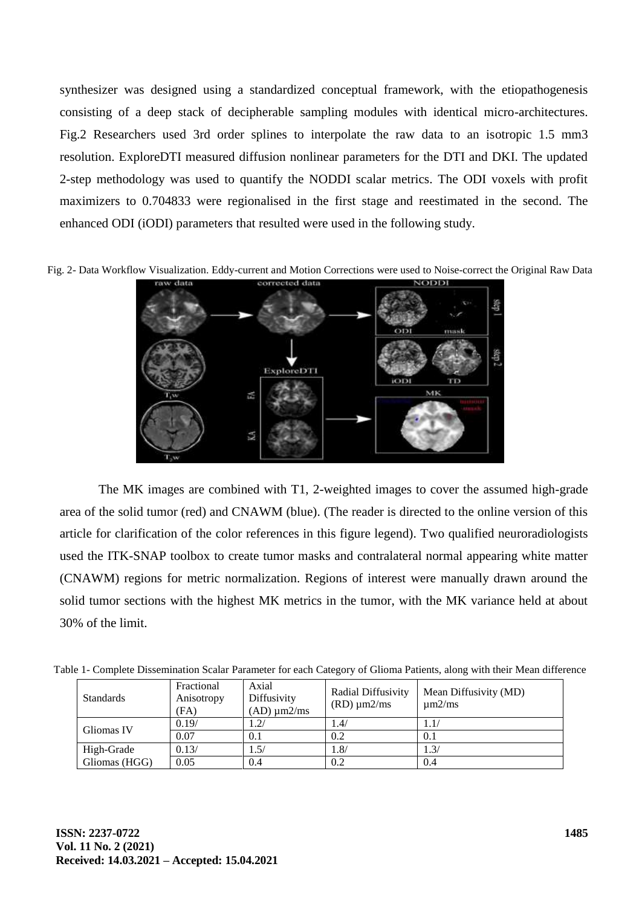synthesizer was designed using a standardized conceptual framework, with the etiopathogenesis consisting of a deep stack of decipherable sampling modules with identical micro-architectures. Fig.2 Researchers used 3rd order splines to interpolate the raw data to an isotropic 1.5 mm3 resolution. ExploreDTI measured diffusion nonlinear parameters for the DTI and DKI. The updated 2-step methodology was used to quantify the NODDI scalar metrics. The ODI voxels with profit maximizers to 0.704833 were regionalised in the first stage and reestimated in the second. The enhanced ODI (iODI) parameters that resulted were used in the following study.

Fig. 2- Data Workflow Visualization. Eddy-current and Motion Corrections were used to Noise-correct the Original Raw Data

The MK images are combined with T1, 2-weighted images to cover the assumed high-grade area of the solid tumor (red) and CNAWM (blue). (The reader is directed to the online version of this article for clarification of the color references in this figure legend). Two qualified neuroradiologists used the ITK-SNAP toolbox to create tumor masks and contralateral normal appearing white matter (CNAWM) regions for metric normalization. Regions of interest were manually drawn around the solid tumor sections with the highest MK metrics in the tumor, with the MK variance held at about 30% of the limit.

Table 1- Complete Dissemination Scalar Parameter for each Category of Glioma Patients, along with their Mean difference

| Standards | Fractional Anisotropy (FA) | Axial Diffusivity (AD) μm2/ms | Radial Diffusivity (RD) μm2/ms | Mean Diffusivity (MD) μm2/ms |
|---|---|---|---|---|
| Gliomas IV | 0.19/ | 1.2/ | 1.4/ | 1.1/ |
| | 0.07 | 0.1 | 0.2 | 0.1 |
| High-Grade | 0.13/ | 1.5/ | 1.8/ | 1.3/ |
| Gliomas (HGG) | 0.05 | 0.4 | 0.2 | 0.4 |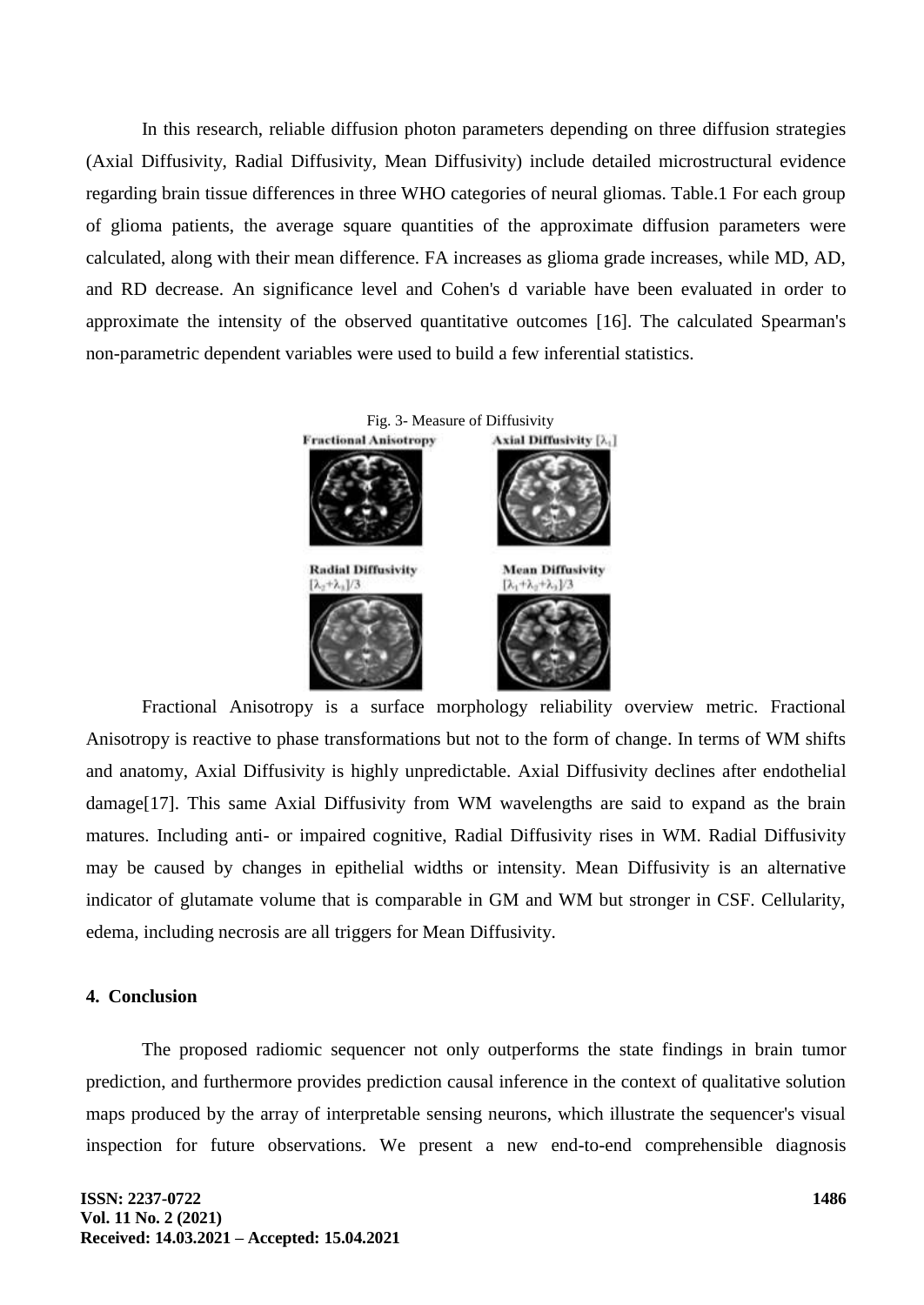In this research, reliable diffusion photon parameters depending on three diffusion strategies (Axial Diffusivity, Radial Diffusivity, Mean Diffusivity) include detailed microstructural evidence regarding brain tissue differences in three WHO categories of neural gliomas. Table.1 For each group of glioma patients, the average square quantities of the approximate diffusion parameters were calculated, along with their mean difference. FA increases as glioma grade increases, while MD, AD, and RD decrease. An significance level and Cohen's d variable have been evaluated in order to approximate the intensity of the observed quantitative outcomes [16]. The calculated Spearman's non-parametric dependent variables were used to build a few inferential statistics.

Fig. 3- Measure of Diffusivity

**Fractional Anisotropy** **Axial Diffusivity** $[\lambda_1]$

**Radial Diffusivity** $[\lambda_2+\lambda_3]/3$ **Mean Diffusivity** $[\lambda_1+\lambda_2+\lambda_3]/3$

Fractional Anisotropy is a surface morphology reliability overview metric. Fractional Anisotropy is reactive to phase transformations but not to the form of change. In terms of WM shifts and anatomy, Axial Diffusivity is highly unpredictable. Axial Diffusivity declines after endothelial damage[17]. This same Axial Diffusivity from WM wavelengths are said to expand as the brain matures. Including anti- or impaired cognitive, Radial Diffusivity rises in WM. Radial Diffusivity may be caused by changes in epithelial widths or intensity. Mean Diffusivity is an alternative indicator of glutamate volume that is comparable in GM and WM but stronger in CSF. Cellularity, edema, including necrosis are all triggers for Mean Diffusivity.

## 4. Conclusion

The proposed radiomic sequencer not only outperforms the state findings in brain tumor prediction, and furthermore provides prediction causal inference in the context of qualitative solution maps produced by the array of interpretable sensing neurons, which illustrate the sequencer's visual inspection for future observations. We present a new end-to-end comprehensible diagnosis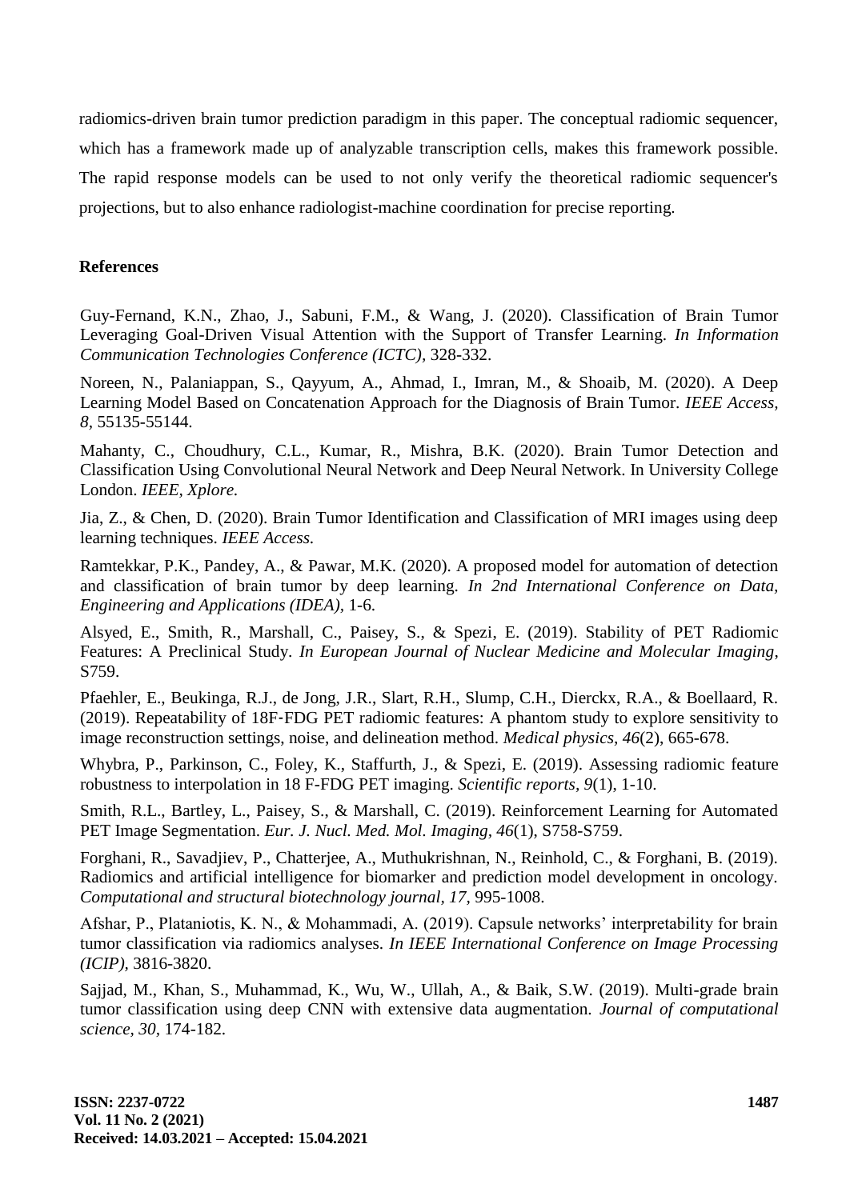radiomics-driven brain tumor prediction paradigm in this paper. The conceptual radiomic sequencer, which has a framework made up of analyzable transcription cells, makes this framework possible. The rapid response models can be used to not only verify the theoretical radiomic sequencer's projections, but to also enhance radiologist-machine coordination for precise reporting.

## References

Guy-Fernand, K.N., Zhao, J., Sabuni, F.M., & Wang, J. (2020). Classification of Brain Tumor Leveraging Goal-Driven Visual Attention with the Support of Transfer Learning. *In Information Communication Technologies Conference (ICTC)*, 328-332.

Noreen, N., Palaniappan, S., Qayyum, A., Ahmad, I., Imran, M., & Shoaib, M. (2020). A Deep Learning Model Based on Concatenation Approach for the Diagnosis of Brain Tumor. *IEEE Access, 8*, 55135-55144.

Mahanty, C., Choudhury, C.L., Kumar, R., Mishra, B.K. (2020). Brain Tumor Detection and Classification Using Convolutional Neural Network and Deep Neural Network. In University College London. *IEEE, Xplore.*

Jia, Z., & Chen, D. (2020). Brain Tumor Identification and Classification of MRI images using deep learning techniques. *IEEE Access.*

Ramtekkar, P.K., Pandey, A., & Pawar, M.K. (2020). A proposed model for automation of detection and classification of brain tumor by deep learning. *In 2nd International Conference on Data, Engineering and Applications (IDEA)*, 1-6.

Alsyed, E., Smith, R., Marshall, C., Paisey, S., & Spezi, E. (2019). Stability of PET Radiomic Features: A Preclinical Study. *In European Journal of Nuclear Medicine and Molecular Imaging*, S759.

Pfaehler, E., Beukinga, R.J., de Jong, J.R., Slart, R.H., Slump, C.H., Dierckx, R.A., & Boellaard, R. (2019). Repeatability of 18F‐FDG PET radiomic features: A phantom study to explore sensitivity to image reconstruction settings, noise, and delineation method. *Medical physics, 46*(2), 665-678.

Whybra, P., Parkinson, C., Foley, K., Staffurth, J., & Spezi, E. (2019). Assessing radiomic feature robustness to interpolation in 18 F-FDG PET imaging. *Scientific reports, 9*(1), 1-10.

Smith, R.L., Bartley, L., Paisey, S., & Marshall, C. (2019). Reinforcement Learning for Automated PET Image Segmentation. *Eur. J. Nucl. Med. Mol. Imaging, 46*(1), S758-S759.

Forghani, R., Savadjiev, P., Chatterjee, A., Muthukrishnan, N., Reinhold, C., & Forghani, B. (2019). Radiomics and artificial intelligence for biomarker and prediction model development in oncology. *Computational and structural biotechnology journal, 17*, 995-1008.

Afshar, P., Plataniotis, K. N., & Mohammadi, A. (2019). Capsule networks' interpretability for brain tumor classification via radiomics analyses. *In IEEE International Conference on Image Processing (ICIP)*, 3816-3820.

Sajjad, M., Khan, S., Muhammad, K., Wu, W., Ullah, A., & Baik, S.W. (2019). Multi-grade brain tumor classification using deep CNN with extensive data augmentation. *Journal of computational science, 30*, 174-182.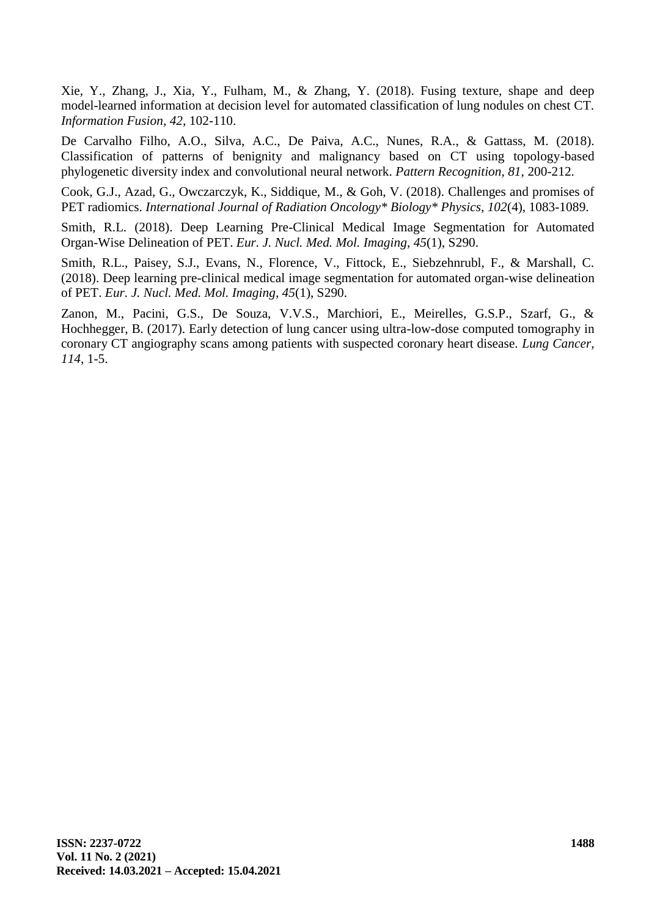Xie, Y., Zhang, J., Xia, Y., Fulham, M., & Zhang, Y. (2018). Fusing texture, shape and deep model-learned information at decision level for automated classification of lung nodules on chest CT. *Information Fusion, 42,* 102-110.

De Carvalho Filho, A.O., Silva, A.C., De Paiva, A.C., Nunes, R.A., & Gattass, M. (2018). Classification of patterns of benignity and malignancy based on CT using topology-based phylogenetic diversity index and convolutional neural network. *Pattern Recognition, 81,* 200-212.

Cook, G.J., Azad, G., Owczarczyk, K., Siddique, M., & Goh, V. (2018). Challenges and promises of PET radiomics. *International Journal of Radiation Oncology* Biology* Physics, 102*(4), 1083-1089.

Smith, R.L. (2018). Deep Learning Pre-Clinical Medical Image Segmentation for Automated Organ-Wise Delineation of PET. *Eur. J. Nucl. Med. Mol. Imaging, 45*(1), S290.

Smith, R.L., Paisey, S.J., Evans, N., Florence, V., Fittock, E., Siebzehnrubl, F., & Marshall, C. (2018). Deep learning pre-clinical medical image segmentation for automated organ-wise delineation of PET. *Eur. J. Nucl. Med. Mol. Imaging, 45*(1), S290.

Zanon, M., Pacini, G.S., De Souza, V.V.S., Marchiori, E., Meirelles, G.S.P., Szarf, G., & Hochhegger, B. (2017). Early detection of lung cancer using ultra-low-dose computed tomography in coronary CT angiography scans among patients with suspected coronary heart disease. *Lung Cancer, 114,* 1-5.